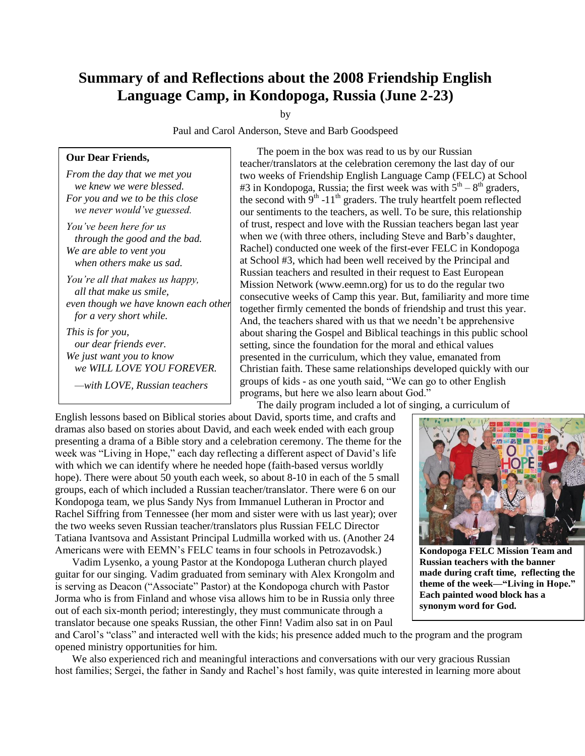# Summary of and Reflections about the 2008 Friendship English Language Camp, in Kondopoga, Russia (June 2-23)

by

Paul and Carol Anderson, Steve and Barb Goodspeed

> **Our Dear Friends,**
>
> *From the day that we met you*
> *we knew we were blessed.*
> *For you and we to be this close*
> *we never would've guessed.*
>
> *You've been here for us*
> *through the good and the bad.*
> *We are able to vent you*
> *when others make us sad.*
>
> *You're all that makes us happy,*
> *all that make us smile,*
> *even though we have known each other*
> *for a very short while.*
>
> *This is for you,*
> *our dear friends ever.*
> *We just want you to know*
> *we WILL LOVE YOU FOREVER.*
>
> *—with LOVE, Russian teachers*

The poem in the box was read to us by our Russian teacher/translators at the celebration ceremony the last day of our two weeks of Friendship English Language Camp (FELC) at School #3 in Kondopoga, Russia; the first week was with 5th – 8th graders, the second with 9th -11th graders. The truly heartfelt poem reflected our sentiments to the teachers, as well. To be sure, this relationship of trust, respect and love with the Russian teachers began last year when we (with three others, including Steve and Barb's daughter, Rachel) conducted one week of the first-ever FELC in Kondopoga at School #3, which had been well received by the Principal and Russian teachers and resulted in their request to East European Mission Network (www.eemn.org) for us to do the regular two consecutive weeks of Camp this year. But, familiarity and more time together firmly cemented the bonds of friendship and trust this year. And, the teachers shared with us that we needn't be apprehensive about sharing the Gospel and Biblical teachings in this public school setting, since the foundation for the moral and ethical values presented in the curriculum, which they value, emanated from Christian faith. These same relationships developed quickly with our groups of kids - as one youth said, "We can go to other English programs, but here we also learn about God."

The daily program included a lot of singing, a curriculum of English lessons based on Biblical stories about David, sports time, and crafts and dramas also based on stories about David, and each week ended with each group presenting a drama of a Bible story and a celebration ceremony. The theme for the week was "Living in Hope," each day reflecting a different aspect of David's life with which we can identify where he needed hope (faith-based versus worldly hope). There were about 50 youth each week, so about 8-10 in each of the 5 small groups, each of which included a Russian teacher/translator. There were 6 on our Kondopoga team, we plus Sandy Nys from Immanuel Lutheran in Proctor and Rachel Siffring from Tennessee (her mom and sister were with us last year); over the two weeks seven Russian teacher/translators plus Russian FELC Director Tatiana Ivantsova and Assistant Principal Ludmilla worked with us. (Another 24 Americans were with EEMN's FELC teams in four schools in Petrozavodsk.)

**Kondopoga FELC Mission Team and Russian teachers with the banner made during craft time, reflecting the theme of the week—"Living in Hope." Each painted wood block has a synonym word for God.**

Vadim Lysenko, a young Pastor at the Kondopoga Lutheran church played guitar for our singing. Vadim graduated from seminary with Alex Krongolm and is serving as Deacon ("Associate" Pastor) at the Kondopoga church with Pastor Jorma who is from Finland and whose visa allows him to be in Russia only three out of each six-month period; interestingly, they must communicate through a translator because one speaks Russian, the other Finn! Vadim also sat in on Paul and Carol's "class" and interacted well with the kids; his presence added much to the program and the program opened ministry opportunities for him.

We also experienced rich and meaningful interactions and conversations with our very gracious Russian host families; Sergei, the father in Sandy and Rachel's host family, was quite interested in learning more about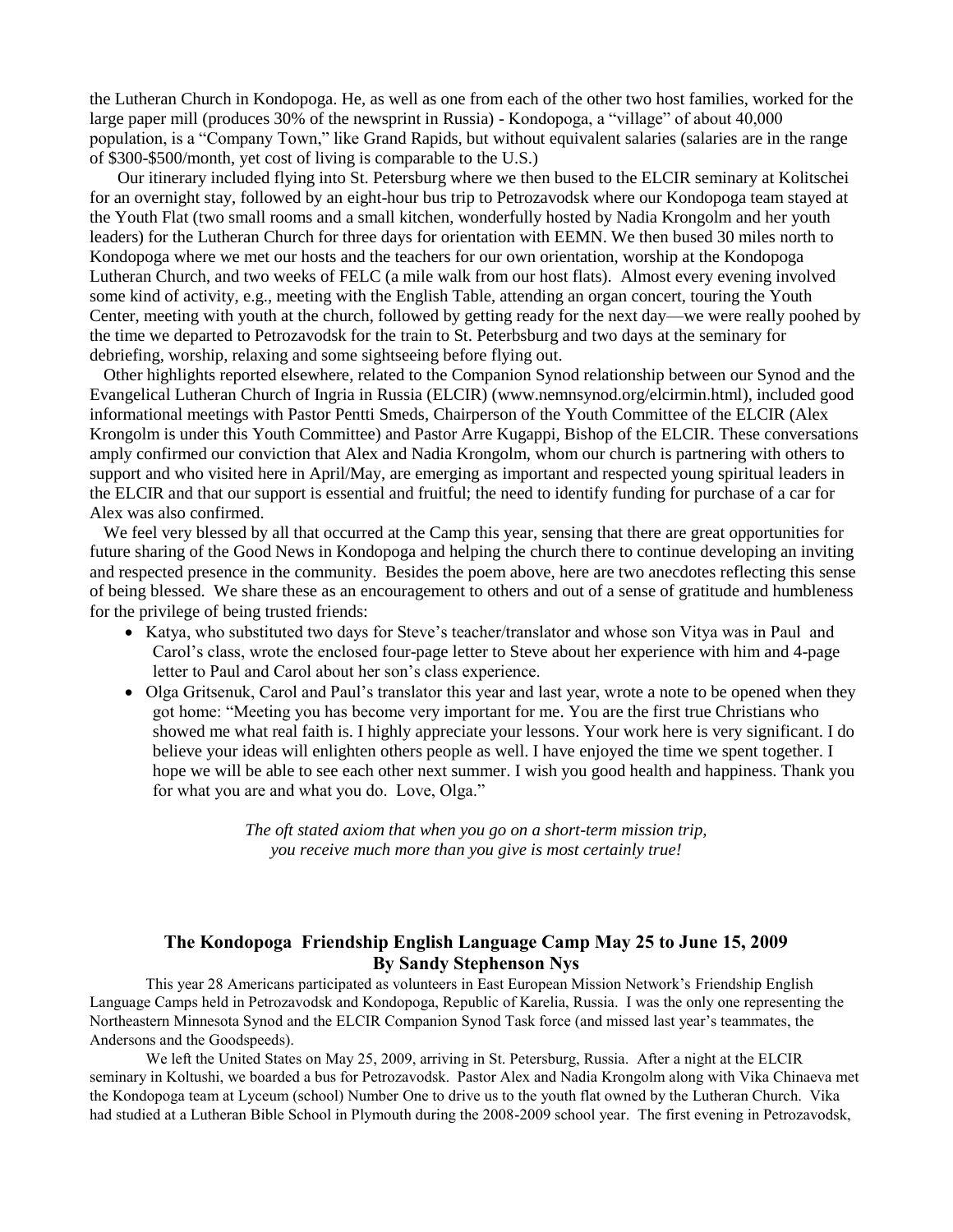the Lutheran Church in Kondopoga. He, as well as one from each of the other two host families, worked for the large paper mill (produces 30% of the newsprint in Russia) - Kondopoga, a "village" of about 40,000 population, is a "Company Town," like Grand Rapids, but without equivalent salaries (salaries are in the range of $300-$500/month, yet cost of living is comparable to the U.S.)

Our itinerary included flying into St. Petersburg where we then bused to the ELCIR seminary at Kolitschei for an overnight stay, followed by an eight-hour bus trip to Petrozavodsk where our Kondopoga team stayed at the Youth Flat (two small rooms and a small kitchen, wonderfully hosted by Nadia Krongolm and her youth leaders) for the Lutheran Church for three days for orientation with EEMN. We then bused 30 miles north to Kondopoga where we met our hosts and the teachers for our own orientation, worship at the Kondopoga Lutheran Church, and two weeks of FELC (a mile walk from our host flats). Almost every evening involved some kind of activity, e.g., meeting with the English Table, attending an organ concert, touring the Youth Center, meeting with youth at the church, followed by getting ready for the next day—we were really poohed by the time we departed to Petrozavodsk for the train to St. Peterbsburg and two days at the seminary for debriefing, worship, relaxing and some sightseeing before flying out.

Other highlights reported elsewhere, related to the Companion Synod relationship between our Synod and the Evangelical Lutheran Church of Ingria in Russia (ELCIR) (www.nemnsynod.org/elcirmin.html), included good informational meetings with Pastor Pentti Smeds, Chairperson of the Youth Committee of the ELCIR (Alex Krongolm is under this Youth Committee) and Pastor Arre Kugappi, Bishop of the ELCIR. These conversations amply confirmed our conviction that Alex and Nadia Krongolm, whom our church is partnering with others to support and who visited here in April/May, are emerging as important and respected young spiritual leaders in the ELCIR and that our support is essential and fruitful; the need to identify funding for purchase of a car for Alex was also confirmed.

We feel very blessed by all that occurred at the Camp this year, sensing that there are great opportunities for future sharing of the Good News in Kondopoga and helping the church there to continue developing an inviting and respected presence in the community. Besides the poem above, here are two anecdotes reflecting this sense of being blessed. We share these as an encouragement to others and out of a sense of gratitude and humbleness for the privilege of being trusted friends:

- Katya, who substituted two days for Steve's teacher/translator and whose son Vitya was in Paul and Carol's class, wrote the enclosed four-page letter to Steve about her experience with him and 4-page letter to Paul and Carol about her son's class experience.
- Olga Gritsenuk, Carol and Paul's translator this year and last year, wrote a note to be opened when they got home: "Meeting you has become very important for me. You are the first true Christians who showed me what real faith is. I highly appreciate your lessons. Your work here is very significant. I do believe your ideas will enlighten others people as well. I have enjoyed the time we spent together. I hope we will be able to see each other next summer. I wish you good health and happiness. Thank you for what you are and what you do. Love, Olga."

*The oft stated axiom that when you go on a short-term mission trip, you receive much more than you give is most certainly true!*

## The Kondopoga Friendship English Language Camp May 25 to June 15, 2009
## By Sandy Stephenson Nys

This year 28 Americans participated as volunteers in East European Mission Network's Friendship English Language Camps held in Petrozavodsk and Kondopoga, Republic of Karelia, Russia. I was the only one representing the Northeastern Minnesota Synod and the ELCIR Companion Synod Task force (and missed last year's teammates, the Andersons and the Goodspeeds).

We left the United States on May 25, 2009, arriving in St. Petersburg, Russia. After a night at the ELCIR seminary in Koltushi, we boarded a bus for Petrozavodsk. Pastor Alex and Nadia Krongolm along with Vika Chinaeva met the Kondopoga team at Lyceum (school) Number One to drive us to the youth flat owned by the Lutheran Church. Vika had studied at a Lutheran Bible School in Plymouth during the 2008-2009 school year. The first evening in Petrozavodsk,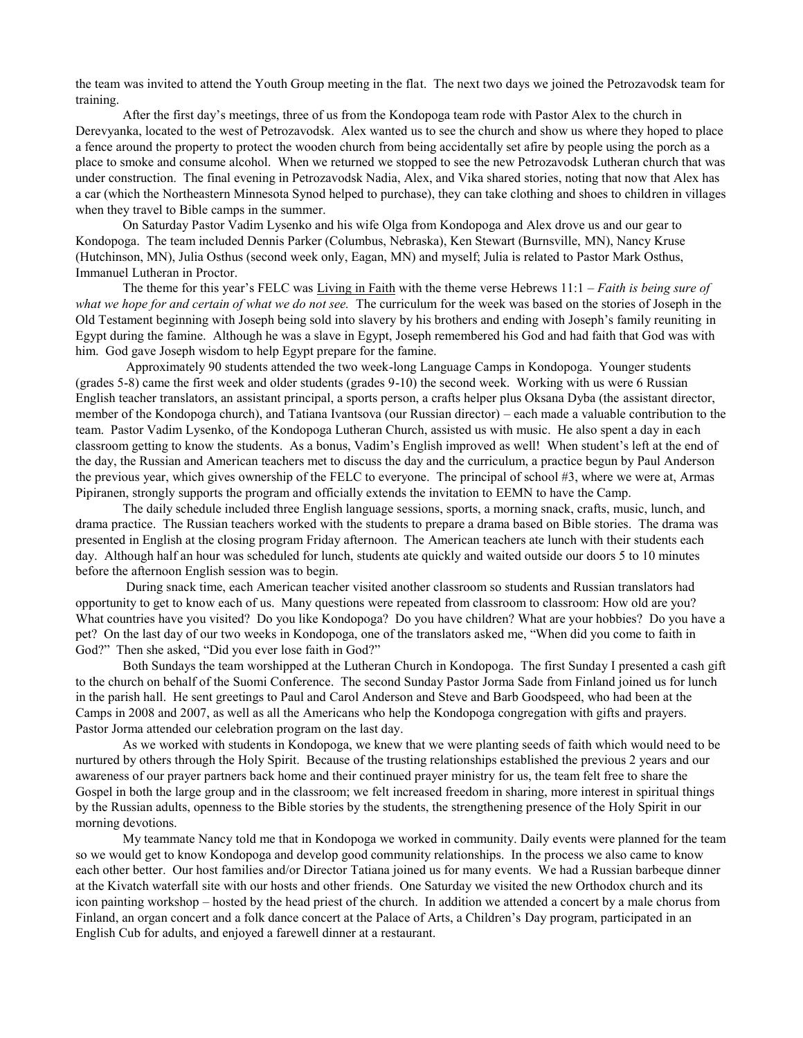the team was invited to attend the Youth Group meeting in the flat. The next two days we joined the Petrozavodsk team for training.

After the first day's meetings, three of us from the Kondopoga team rode with Pastor Alex to the church in Derevyanka, located to the west of Petrozavodsk. Alex wanted us to see the church and show us where they hoped to place a fence around the property to protect the wooden church from being accidentally set afire by people using the porch as a place to smoke and consume alcohol. When we returned we stopped to see the new Petrozavodsk Lutheran church that was under construction. The final evening in Petrozavodsk Nadia, Alex, and Vika shared stories, noting that now that Alex has a car (which the Northeastern Minnesota Synod helped to purchase), they can take clothing and shoes to children in villages when they travel to Bible camps in the summer.

On Saturday Pastor Vadim Lysenko and his wife Olga from Kondopoga and Alex drove us and our gear to Kondopoga. The team included Dennis Parker (Columbus, Nebraska), Ken Stewart (Burnsville, MN), Nancy Kruse (Hutchinson, MN), Julia Osthus (second week only, Eagan, MN) and myself; Julia is related to Pastor Mark Osthus, Immanuel Lutheran in Proctor.

The theme for this year's FELC was <u>Living in Faith</u> with the theme verse Hebrews 11:1 – *Faith is being sure of what we hope for and certain of what we do not see.* The curriculum for the week was based on the stories of Joseph in the Old Testament beginning with Joseph being sold into slavery by his brothers and ending with Joseph's family reuniting in Egypt during the famine. Although he was a slave in Egypt, Joseph remembered his God and had faith that God was with him. God gave Joseph wisdom to help Egypt prepare for the famine.

Approximately 90 students attended the two week-long Language Camps in Kondopoga. Younger students (grades 5-8) came the first week and older students (grades 9-10) the second week. Working with us were 6 Russian English teacher translators, an assistant principal, a sports person, a crafts helper plus Oksana Dyba (the assistant director, member of the Kondopoga church), and Tatiana Ivantsova (our Russian director) – each made a valuable contribution to the team. Pastor Vadim Lysenko, of the Kondopoga Lutheran Church, assisted us with music. He also spent a day in each classroom getting to know the students. As a bonus, Vadim's English improved as well! When student's left at the end of the day, the Russian and American teachers met to discuss the day and the curriculum, a practice begun by Paul Anderson the previous year, which gives ownership of the FELC to everyone. The principal of school #3, where we were at, Armas Pipiranen, strongly supports the program and officially extends the invitation to EEMN to have the Camp.

The daily schedule included three English language sessions, sports, a morning snack, crafts, music, lunch, and drama practice. The Russian teachers worked with the students to prepare a drama based on Bible stories. The drama was presented in English at the closing program Friday afternoon. The American teachers ate lunch with their students each day. Although half an hour was scheduled for lunch, students ate quickly and waited outside our doors 5 to 10 minutes before the afternoon English session was to begin.

During snack time, each American teacher visited another classroom so students and Russian translators had opportunity to get to know each of us. Many questions were repeated from classroom to classroom: How old are you? What countries have you visited? Do you like Kondopoga? Do you have children? What are your hobbies? Do you have a pet? On the last day of our two weeks in Kondopoga, one of the translators asked me, "When did you come to faith in God?" Then she asked, "Did you ever lose faith in God?"

Both Sundays the team worshipped at the Lutheran Church in Kondopoga. The first Sunday I presented a cash gift to the church on behalf of the Suomi Conference. The second Sunday Pastor Jorma Sade from Finland joined us for lunch in the parish hall. He sent greetings to Paul and Carol Anderson and Steve and Barb Goodspeed, who had been at the Camps in 2008 and 2007, as well as all the Americans who help the Kondopoga congregation with gifts and prayers. Pastor Jorma attended our celebration program on the last day.

As we worked with students in Kondopoga, we knew that we were planting seeds of faith which would need to be nurtured by others through the Holy Spirit. Because of the trusting relationships established the previous 2 years and our awareness of our prayer partners back home and their continued prayer ministry for us, the team felt free to share the Gospel in both the large group and in the classroom; we felt increased freedom in sharing, more interest in spiritual things by the Russian adults, openness to the Bible stories by the students, the strengthening presence of the Holy Spirit in our morning devotions.

My teammate Nancy told me that in Kondopoga we worked in community. Daily events were planned for the team so we would get to know Kondopoga and develop good community relationships. In the process we also came to know each other better. Our host families and/or Director Tatiana joined us for many events. We had a Russian barbeque dinner at the Kivatch waterfall site with our hosts and other friends. One Saturday we visited the new Orthodox church and its icon painting workshop – hosted by the head priest of the church. In addition we attended a concert by a male chorus from Finland, an organ concert and a folk dance concert at the Palace of Arts, a Children's Day program, participated in an English Cub for adults, and enjoyed a farewell dinner at a restaurant.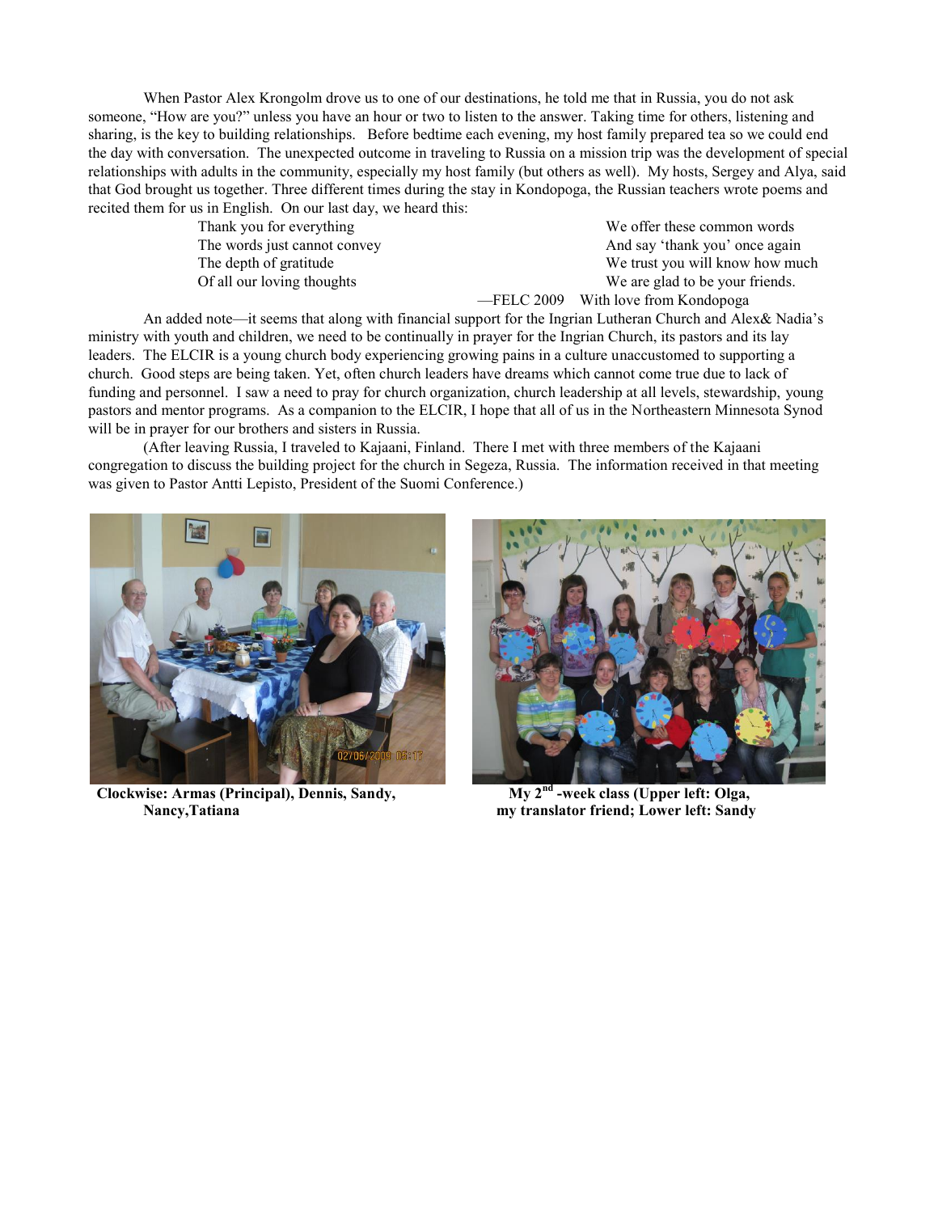When Pastor Alex Krongolm drove us to one of our destinations, he told me that in Russia, you do not ask someone, "How are you?" unless you have an hour or two to listen to the answer. Taking time for others, listening and sharing, is the key to building relationships. Before bedtime each evening, my host family prepared tea so we could end the day with conversation. The unexpected outcome in traveling to Russia on a mission trip was the development of special relationships with adults in the community, especially my host family (but others as well). My hosts, Sergey and Alya, said that God brought us together. Three different times during the stay in Kondopoga, the Russian teachers wrote poems and recited them for us in English. On our last day, we heard this:

Thank you for everything
The words just cannot convey
The depth of gratitude
Of all our loving thoughts

We offer these common words
And say 'thank you' once again
We trust you will know how much
We are glad to be your friends.

—FELC 2009 With love from Kondopoga

An added note—it seems that along with financial support for the Ingrian Lutheran Church and Alex& Nadia's ministry with youth and children, we need to be continually in prayer for the Ingrian Church, its pastors and its lay leaders. The ELCIR is a young church body experiencing growing pains in a culture unaccustomed to supporting a church. Good steps are being taken. Yet, often church leaders have dreams which cannot come true due to lack of funding and personnel. I saw a need to pray for church organization, church leadership at all levels, stewardship, young pastors and mentor programs. As a companion to the ELCIR, I hope that all of us in the Northeastern Minnesota Synod will be in prayer for our brothers and sisters in Russia.

(After leaving Russia, I traveled to Kajaani, Finland. There I met with three members of the Kajaani congregation to discuss the building project for the church in Segeza, Russia. The information received in that meeting was given to Pastor Antti Lepisto, President of the Suomi Conference.)

**Clockwise: Armas (Principal), Dennis, Sandy, Nancy,Tatiana**

**My 2nd -week class (Upper left: Olga, my translator friend; Lower left: Sandy**